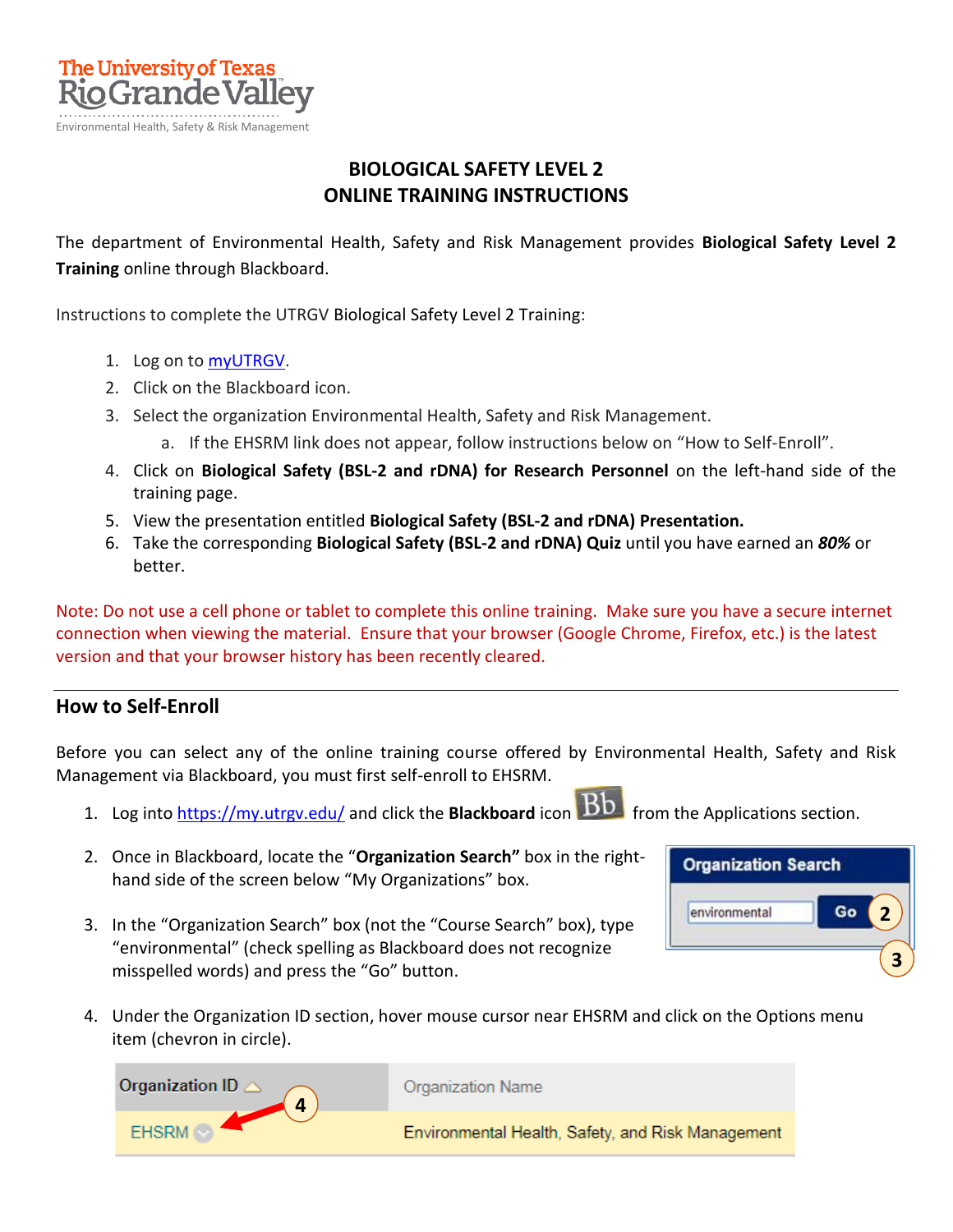The University of Texas Rio Grande Valley

Environmental Health, Safety & Risk Management

# BIOLOGICAL SAFETY LEVEL 2 ONLINE TRAINING INSTRUCTIONS

The department of Environmental Health, Safety and Risk Management provides **Biological Safety Level 2 Training** online through Blackboard.

Instructions to complete the UTRGV Biological Safety Level 2 Training:

1. Log on to myUTRGV.
2. Click on the Blackboard icon.
3. Select the organization Environmental Health, Safety and Risk Management.
   a. If the EHSRM link does not appear, follow instructions below on "How to Self-Enroll".
4. Click on **Biological Safety (BSL-2 and rDNA) for Research Personnel** on the left-hand side of the training page.
5. View the presentation entitled **Biological Safety (BSL-2 and rDNA) Presentation.**
6. Take the corresponding **Biological Safety (BSL-2 and rDNA) Quiz** until you have earned an ***80%*** or better.

Note: Do not use a cell phone or tablet to complete this online training. Make sure you have a secure internet connection when viewing the material. Ensure that your browser (Google Chrome, Firefox, etc.) is the latest version and that your browser history has been recently cleared.

---

## How to Self-Enroll

Before you can select any of the online training course offered by Environmental Health, Safety and Risk Management via Blackboard, you must first self-enroll to EHSRM.

1. Log into https://my.utrgv.edu/ and click the **Blackboard** icon from the Applications section.
2. Once in Blackboard, locate the "**Organization Search"** box in the right-hand side of the screen below "My Organizations" box.
3. In the "Organization Search" box (not the "Course Search" box), type "environmental" (check spelling as Blackboard does not recognize misspelled words) and press the "Go" button.
4. Under the Organization ID section, hover mouse cursor near EHSRM and click on the Options menu item (chevron in circle).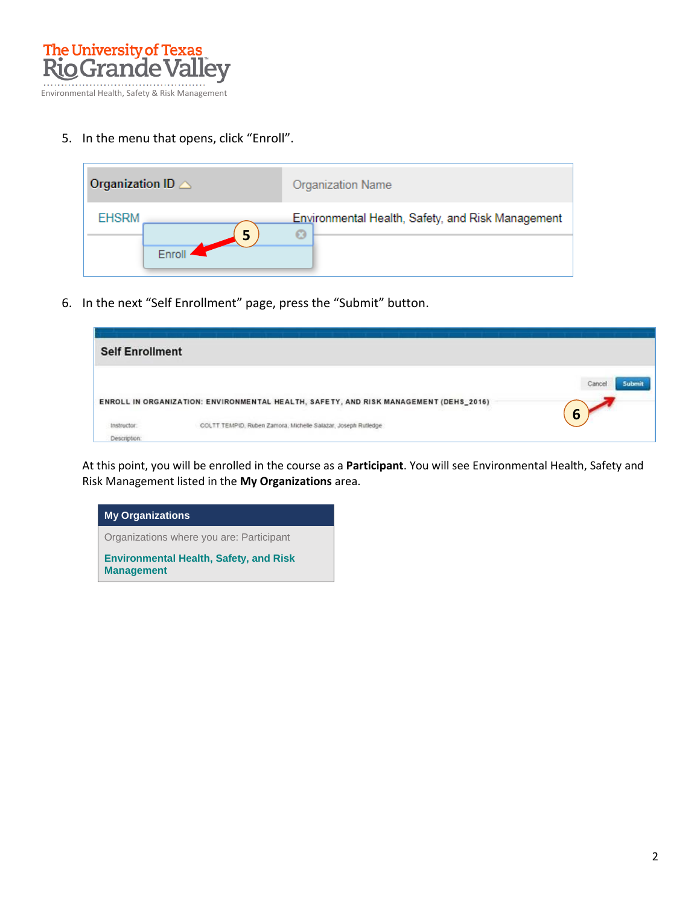5. In the menu that opens, click "Enroll".

6. In the next "Self Enrollment" page, press the "Submit" button.

At this point, you will be enrolled in the course as a **Participant**. You will see Environmental Health, Safety and Risk Management listed in the **My Organizations** area.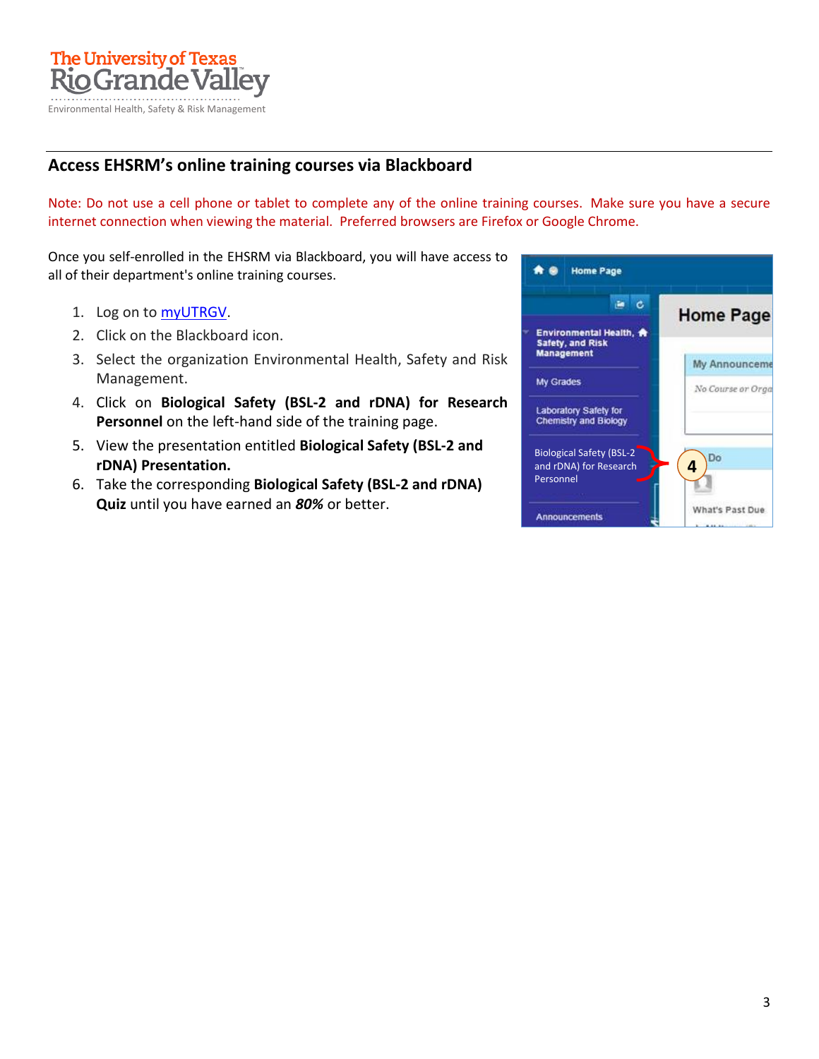The University of Texas Rio Grande Valley
Environmental Health, Safety & Risk Management

## Access EHSRM's online training courses via Blackboard

Note: Do not use a cell phone or tablet to complete any of the online training courses. Make sure you have a secure internet connection when viewing the material. Preferred browsers are Firefox or Google Chrome.

Once you self-enrolled in the EHSRM via Blackboard, you will have access to all of their department's online training courses.

1. Log on to myUTRGV.
2. Click on the Blackboard icon.
3. Select the organization Environmental Health, Safety and Risk Management.
4. Click on **Biological Safety (BSL-2 and rDNA) for Research Personnel** on the left-hand side of the training page.
5. View the presentation entitled **Biological Safety (BSL-2 and rDNA) Presentation.**
6. Take the corresponding **Biological Safety (BSL-2 and rDNA) Quiz** until you have earned an ***80%*** or better.